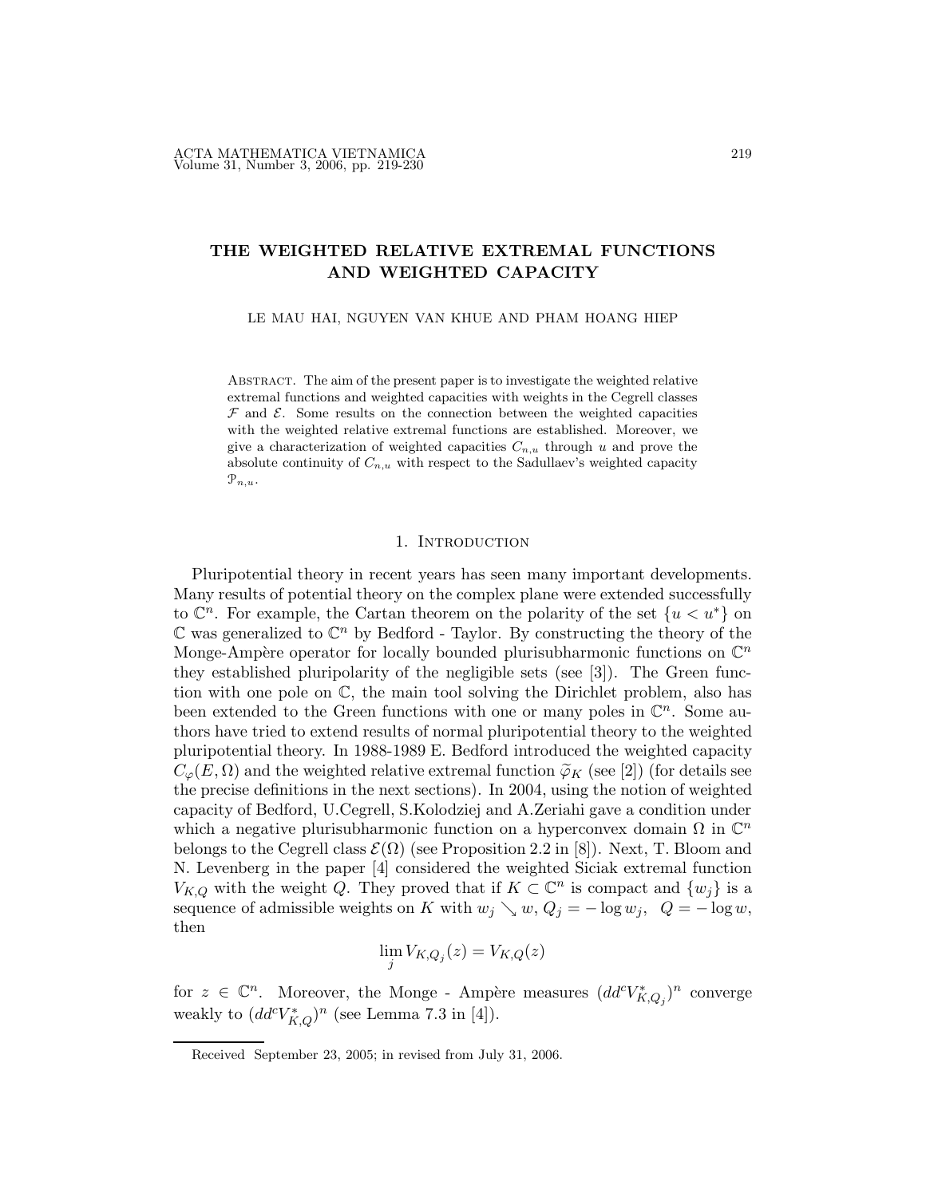# THE WEIGHTED RELATIVE EXTREMAL FUNCTIONS AND WEIGHTED CAPACITY

LE MAU HAI, NGUYEN VAN KHUE AND PHAM HOANG HIEP

Abstract. The aim of the present paper is to investigate the weighted relative extremal functions and weighted capacities with weights in the Cegrell classes $\mathcal{F}$ and $\mathcal{E}$. Some results on the connection between the weighted capacities with the weighted relative extremal functions are established. Moreover, we give a characterization of weighted capacities $C_{n,u}$ through $u$ and prove the absolute continuity of $C_{n,u}$ with respect to the Sadullaev's weighted capacity $\mathcal{P}_{n,u}$.

## 1. Introduction

Pluripotential theory in recent years has seen many important developments. Many results of potential theory on the complex plane were extended successfully to $\mathbb{C}^n$. For example, the Cartan theorem on the polarity of the set $\{u < u^*\}$ on $\mathbb{C}$ was generalized to $\mathbb{C}^n$ by Bedford - Taylor. By constructing the theory of the Monge-Ampère operator for locally bounded plurisubharmonic functions on $\mathbb{C}^n$ they established pluripolarity of the negligible sets (see [3]). The Green function with one pole on $\mathbb{C}$, the main tool solving the Dirichlet problem, also has been extended to the Green functions with one or many poles in $\mathbb{C}^n$. Some authors have tried to extend results of normal pluripotential theory to the weighted pluripotential theory. In 1988-1989 E. Bedford introduced the weighted capacity $C_\varphi(E, \Omega)$ and the weighted relative extremal function $\widetilde{\varphi}_K$ (see [2]) (for details see the precise definitions in the next sections). In 2004, using the notion of weighted capacity of Bedford, U.Cegrell, S.Kolodziej and A.Zeriahi gave a condition under which a negative plurisubharmonic function on a hyperconvex domain $\Omega$ in $\mathbb{C}^n$ belongs to the Cegrell class $\mathcal{E}(\Omega)$ (see Proposition 2.2 in [8]). Next, T. Bloom and N. Levenberg in the paper [4] considered the weighted Siciak extremal function $V_{K,Q}$ with the weight $Q$. They proved that if $K \subset \mathbb{C}^n$ is compact and $\{w_j\}$ is a sequence of admissible weights on $K$ with $w_j \searrow w$, $Q_j = -\log w_j$, $Q = -\log w$, then

$$\lim_j V_{K,Q_j}(z) = V_{K,Q}(z)$$

for $z \in \mathbb{C}^n$. Moreover, the Monge - Ampère measures $(dd^c V^*_{K,Q_j})^n$ converge weakly to $(dd^c V^*_{K,Q})^n$ (see Lemma 7.3 in [4]).

Received September 23, 2005; in revised from July 31, 2006.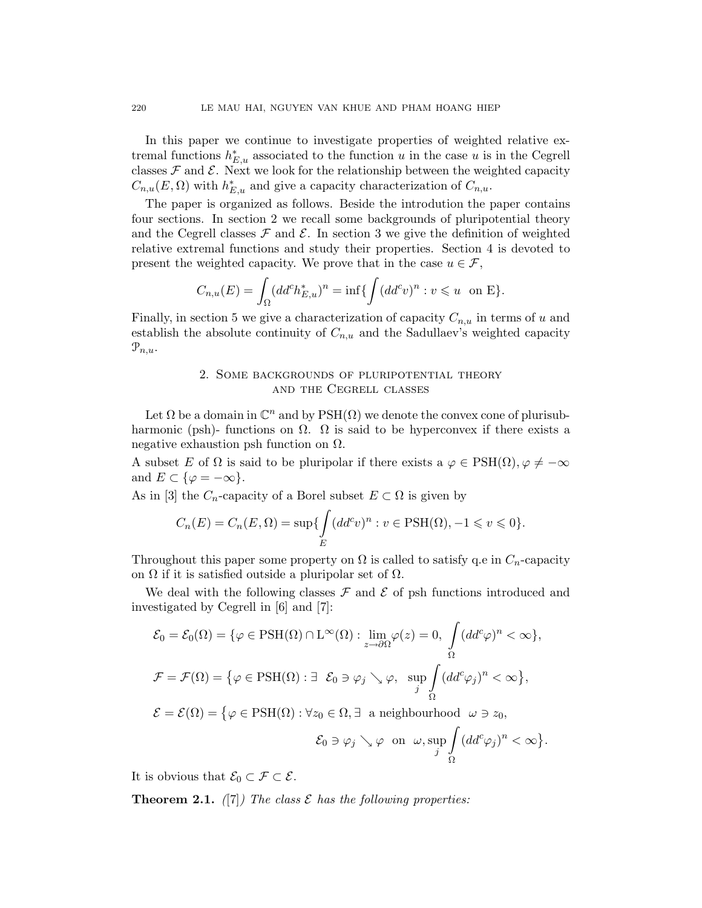In this paper we continue to investigate properties of weighted relative extremal functions $h^*_{E,u}$ associated to the function $u$ in the case $u$ is in the Cegrell classes $\mathcal{F}$ and $\mathcal{E}$. Next we look for the relationship between the weighted capacity $C_{n,u}(E,\Omega)$ with $h^*_{E,u}$ and give a capacity characterization of $C_{n,u}$.

The paper is organized as follows. Beside the introdution the paper contains four sections. In section 2 we recall some backgrounds of pluripotential theory and the Cegrell classes $\mathcal{F}$ and $\mathcal{E}$. In section 3 we give the definition of weighted relative extremal functions and study their properties. Section 4 is devoted to present the weighted capacity. We prove that in the case $u \in \mathcal{F}$,

$$C_{n,u}(E) = \int_\Omega (dd^c h^*_{E,u})^n = \inf\{\int (dd^c v)^n : v \leqslant u \text{ on E}\}.$$

Finally, in section 5 we give a characterization of capacity $C_{n,u}$ in terms of $u$ and establish the absolute continuity of $C_{n,u}$ and the Sadullaev's weighted capacity $\mathcal{P}_{n,u}$.

## 2. Some backgrounds of pluripotential theory and the Cegrell classes

Let $\Omega$ be a domain in $\mathbb{C}^n$ and by $\mathrm{PSH}(\Omega)$ we denote the convex cone of plurisubharmonic (psh)- functions on $\Omega$. $\Omega$ is said to be hyperconvex if there exists a negative exhaustion psh function on $\Omega$.

A subset $E$ of $\Omega$ is said to be pluripolar if there exists a $\varphi \in \mathrm{PSH}(\Omega), \varphi \neq -\infty$ and $E \subset \{\varphi = -\infty\}$.

As in [3] the $C_n$-capacity of a Borel subset $E \subset \Omega$ is given by

$$C_n(E) = C_n(E,\Omega) = \sup\{\int_E (dd^c v)^n : v \in \mathrm{PSH}(\Omega), -1 \leqslant v \leqslant 0\}.$$

Throughout this paper some property on $\Omega$ is called to satisfy q.e in $C_n$-capacity on $\Omega$ if it is satisfied outside a pluripolar set of $\Omega$.

We deal with the following classes $\mathcal{F}$ and $\mathcal{E}$ of psh functions introduced and investigated by Cegrell in [6] and [7]:

$$\mathcal{E}_0 = \mathcal{E}_0(\Omega) = \{\varphi \in \mathrm{PSH}(\Omega) \cap \mathrm{L}^\infty(\Omega) : \lim_{z \to \partial\Omega} \varphi(z) = 0, \int_\Omega (dd^c \varphi)^n < \infty\},$$

$$\mathcal{F} = \mathcal{F}(\Omega) = \big\{\varphi \in \mathrm{PSH}(\Omega) : \exists \ \mathcal{E}_0 \ni \varphi_j \searrow \varphi, \ \sup_j \int_\Omega (dd^c \varphi_j)^n < \infty\big\},$$

$$\mathcal{E} = \mathcal{E}(\Omega) = \big\{\varphi \in \mathrm{PSH}(\Omega) : \forall z_0 \in \Omega, \exists \text{ a neighbourhood } \omega \ni z_0,$$
$$\mathcal{E}_0 \ni \varphi_j \searrow \varphi \text{ on } \omega, \sup_j \int_\Omega (dd^c \varphi_j)^n < \infty\big\}.$$

It is obvious that $\mathcal{E}_0 \subset \mathcal{F} \subset \mathcal{E}$.

**Theorem 2.1.** *([7]) The class $\mathcal{E}$ has the following properties:*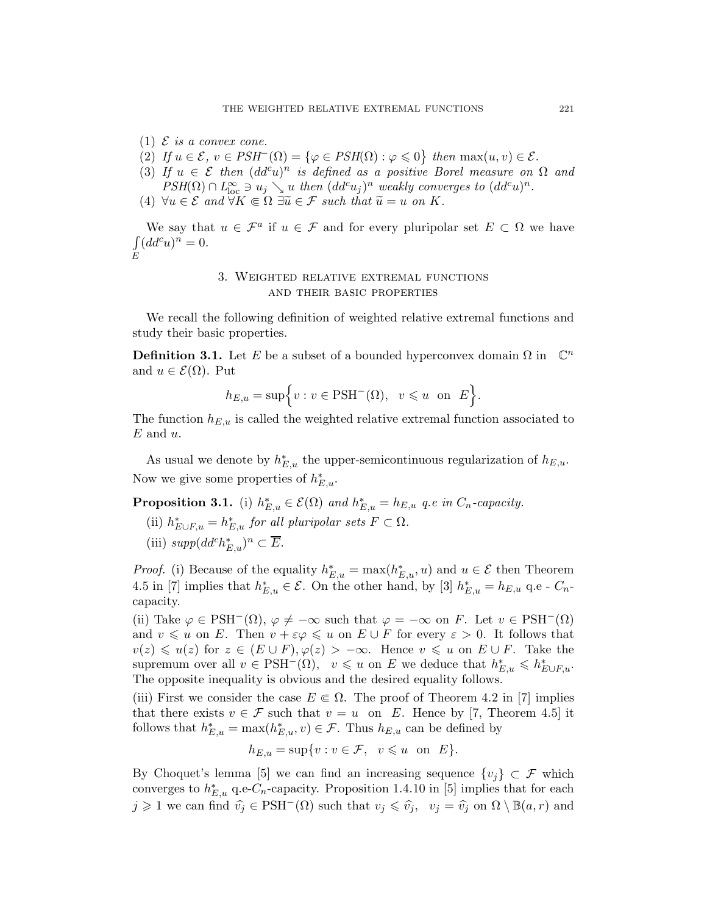(1) $\mathcal{E}$ *is a convex cone.*

(2) *If* $u \in \mathcal{E}$, $v \in PSH^{-}(\Omega) = \{\varphi \in PSH(\Omega) : \varphi \leqslant 0\}$ *then* $\max(u, v) \in \mathcal{E}$.

(3) *If* $u \in \mathcal{E}$ *then* $(dd^c u)^n$ *is defined as a positive Borel measure on* $\Omega$ *and* $PSH(\Omega) \cap L^{\infty}_{\text{loc}} \ni u_j \searrow u$ *then* $(dd^c u_j)^n$ *weakly converges to* $(dd^c u)^n$.

(4) $\forall u \in \mathcal{E}$ *and* $\forall K \Subset \Omega$ $\exists \widetilde{u} \in \mathcal{F}$ *such that* $\widetilde{u} = u$ *on* $K$.

We say that $u \in \mathcal{F}^a$ if $u \in \mathcal{F}$ and for every pluripolar set $E \subset \Omega$ we have $\int\limits_E (dd^c u)^n = 0$.

## 3. Weighted relative extremal functions and their basic properties

We recall the following definition of weighted relative extremal functions and study their basic properties.

**Definition 3.1.** Let $E$ be a subset of a bounded hyperconvex domain $\Omega$ in $\mathbb{C}^n$ and $u \in \mathcal{E}(\Omega)$. Put

$$h_{E,u} = \sup\Big\{ v : v \in \text{PSH}^{-}(\Omega), \;\; v \leqslant u \;\text{ on }\; E \Big\}.$$

The function $h_{E,u}$ is called the weighted relative extremal function associated to $E$ and $u$.

As usual we denote by $h^*_{E,u}$ the upper-semicontinuous regularization of $h_{E,u}$. Now we give some properties of $h^*_{E,u}$.

**Proposition 3.1.** (i) $h^*_{E,u} \in \mathcal{E}(\Omega)$ *and* $h^*_{E,u} = h_{E,u}$ *q.e in* $C_n$*-capacity.*

(ii) $h^*_{E \cup F,u} = h^*_{E,u}$ *for all pluripolar sets* $F \subset \Omega$.

(iii) $\mathit{supp}(dd^c h^*_{E,u})^n \subset \overline{E}$.

*Proof.* (i) Because of the equality $h^*_{E,u} = \max(h^*_{E,u}, u)$ and $u \in \mathcal{E}$ then Theorem 4.5 in [7] implies that $h^*_{E,u} \in \mathcal{E}$. On the other hand, by [3] $h^*_{E,u} = h_{E,u}$ q.e - $C_n$-capacity.

(ii) Take $\varphi \in \text{PSH}^{-}(\Omega)$, $\varphi \not\equiv -\infty$ such that $\varphi = -\infty$ on $F$. Let $v \in \text{PSH}^{-}(\Omega)$ and $v \leqslant u$ on $E$. Then $v + \varepsilon\varphi \leqslant u$ on $E \cup F$ for every $\varepsilon > 0$. It follows that $v(z) \leqslant u(z)$ for $z \in (E \cup F), \varphi(z) > -\infty$. Hence $v \leqslant u$ on $E \cup F$. Take the supremum over all $v \in \text{PSH}^{-}(\Omega)$, $\;v \leqslant u$ on $E$ we deduce that $h^*_{E,u} \leqslant h^*_{E \cup F,u}$. The opposite inequality is obvious and the desired equality follows.

(iii) First we consider the case $E \Subset \Omega$. The proof of Theorem 4.2 in [7] implies that there exists $v \in \mathcal{F}$ such that $v = u$ on $E$. Hence by [7, Theorem 4.5] it follows that $h^*_{E,u} = \max(h^*_{E,u}, v) \in \mathcal{F}$. Thus $h_{E,u}$ can be defined by

$$h_{E,u} = \sup\{ v : v \in \mathcal{F}, \;\; v \leqslant u \;\text{ on }\; E \}.$$

By Choquet's lemma [5] we can find an increasing sequence $\{v_j\} \subset \mathcal{F}$ which converges to $h^*_{E,u}$ q.e-$C_n$-capacity. Proposition 1.4.10 in [5] implies that for each $j \geqslant 1$ we can find $\widehat{v_j} \in \text{PSH}^{-}(\Omega)$ such that $v_j \leqslant \widehat{v_j}$, $\;v_j = \widehat{v_j}$ on $\Omega \setminus \mathbb{B}(a, r)$ and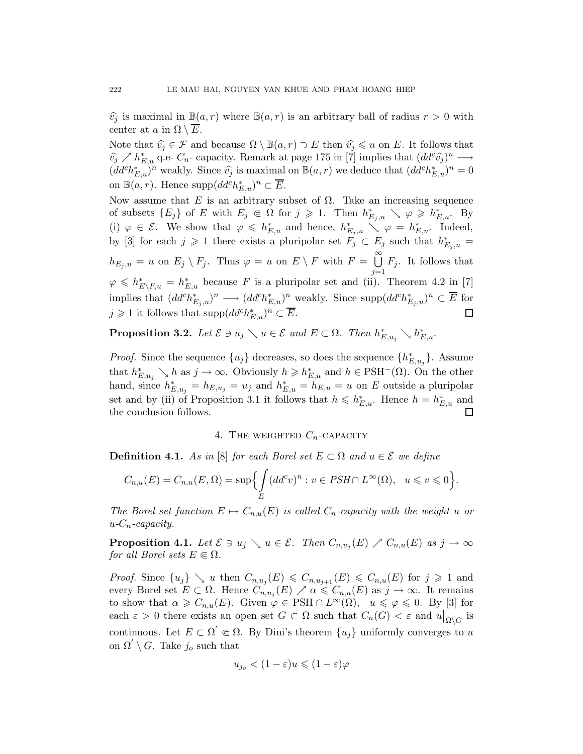$\widehat{v_j}$ is maximal in $\mathbb{B}(a,r)$ where $\mathbb{B}(a,r)$ is an arbitrary ball of radius $r > 0$ with center at $a$ in $\Omega \setminus \overline{E}$.

Note that $\widehat{v_j} \in \mathcal{F}$ and because $\Omega \setminus \mathbb{B}(a,r) \supset E$ then $\widehat{v_j} \leqslant u$ on $E$. It follows that $\widehat{v_j} \nearrow h^*_{E,u}$ q.e- $C_n$- capacity. Remark at page 175 in [7] implies that $(dd^c\widehat{v_j})^n \longrightarrow (dd^c h^*_{E,u})^n$ weakly. Since $\widehat{v_j}$ is maximal on $\mathbb{B}(a,r)$ we deduce that $(dd^c h^*_{E,u})^n = 0$ on $\mathbb{B}(a,r)$. Hence $\operatorname{supp}(dd^c h^*_{E,u})^n \subset \overline{E}$.

Now assume that $E$ is an arbitrary subset of $\Omega$. Take an increasing sequence of subsets $\{E_j\}$ of $E$ with $E_j \Subset \Omega$ for $j \geqslant 1$. Then $h^*_{E_j,u} \searrow \varphi \geqslant h^*_{E,u}$. By (i) $\varphi \in \mathcal{E}$. We show that $\varphi \leqslant h^*_{E,u}$ and hence, $h^*_{E_j,u} \searrow \varphi = h^*_{E,u}$. Indeed, by [3] for each $j \geqslant 1$ there exists a pluripolar set $F_j \subset E_j$ such that $h^*_{E_j,u} = h_{E_j,u} = u$ on $E_j \setminus F_j$. Thus $\varphi = u$ on $E \setminus F$ with $F = \bigcup_{j=1}^{\infty} F_j$. It follows that $\varphi \leqslant h^*_{E \setminus F,u} = h^*_{E,u}$ because $F$ is a pluripolar set and (ii). Theorem 4.2 in [7] implies that $(dd^c h^*_{E_j,u})^n \longrightarrow (dd^c h^*_{E,u})^n$ weakly. Since $\operatorname{supp}(dd^c h^*_{E_j,u})^n \subset \overline{E}$ for $j \geqslant 1$ it follows that $\operatorname{supp}(dd^c h^*_{E,u})^n \subset \overline{E}$. □

**Proposition 3.2.** *Let $\mathcal{E} \ni u_j \searrow u \in \mathcal{E}$ and $E \subset \Omega$. Then $h^*_{E,u_j} \searrow h^*_{E,u}$.*

*Proof.* Since the sequence $\{u_j\}$ decreases, so does the sequence $\{h^*_{E,u_j}\}$. Assume that $h^*_{E,u_j} \searrow h$ as $j \to \infty$. Obviously $h \geqslant h^*_{E,u}$ and $h \in \mathrm{PSH}^-(\Omega)$. On the other hand, since $h^*_{E,u_j} = h_{E,u_j} = u_j$ and $h^*_{E,u} = h_{E,u} = u$ on $E$ outside a pluripolar set and by (ii) of Proposition 3.1 it follows that $h \leqslant h^*_{E,u}$. Hence $h = h^*_{E,u}$ and the conclusion follows. □

## 4. The weighted $C_n$-capacity

**Definition 4.1.** *As in [8] for each Borel set $E \subset \Omega$ and $u \in \mathcal{E}$ we define*

$$C_{n,u}(E) = C_{n,u}(E,\Omega) = \sup\Big\{ \int_E (dd^c v)^n : v \in PSH \cap L^\infty(\Omega), \quad u \leqslant v \leqslant 0 \Big\}.$$

*The Borel set function $E \mapsto C_{n,u}(E)$ is called $C_n$-capacity with the weight $u$ or $u$-$C_n$-capacity.*

**Proposition 4.1.** *Let $\mathcal{E} \ni u_j \searrow u \in \mathcal{E}$. Then $C_{n,u_j}(E) \nearrow C_{n,u}(E)$ as $j \to \infty$ for all Borel sets $E \Subset \Omega$.*

*Proof.* Since $\{u_j\} \searrow u$ then $C_{n,u_j}(E) \leqslant C_{n,u_{j+1}}(E) \leqslant C_{n,u}(E)$ for $j \geqslant 1$ and every Borel set $E \subset \Omega$. Hence $C_{n,u_j}(E) \nearrow \alpha \leqslant C_{n,u}(E)$ as $j \to \infty$. It remains to show that $\alpha \geqslant C_{n,u}(E)$. Given $\varphi \in \mathrm{PSH} \cap L^\infty(\Omega)$, $\quad u \leqslant \varphi \leqslant 0$. By [3] for each $\varepsilon > 0$ there exists an open set $G \subset \Omega$ such that $C_n(G) < \varepsilon$ and $u\big|_{\Omega \setminus G}$ is continuous. Let $E \subset \Omega' \Subset \Omega$. By Dini's theorem $\{u_j\}$ uniformly converges to $u$ on $\Omega' \setminus G$. Take $j_o$ such that

$$u_{j_o} < (1-\varepsilon)u \leqslant (1-\varepsilon)\varphi$$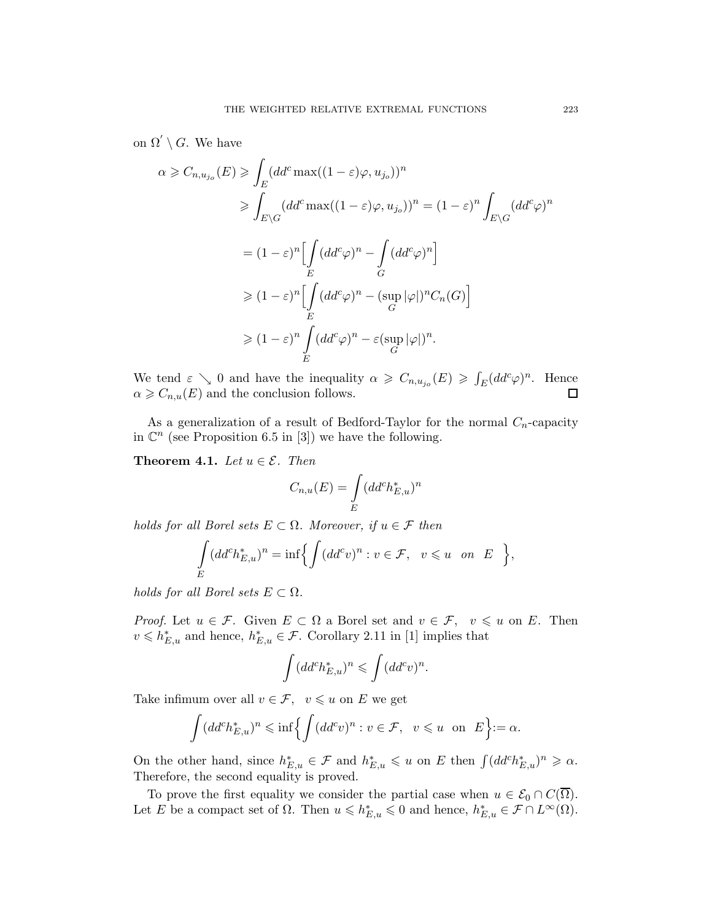on $\Omega' \setminus G$. We have

$$
\begin{aligned}
\alpha \geqslant C_{n,u_{j_o}}(E) &\geqslant \int_E (dd^c \max((1-\varepsilon)\varphi, u_{j_o}))^n \\
&\geqslant \int_{E\setminus G} (dd^c \max((1-\varepsilon)\varphi, u_{j_o}))^n = (1-\varepsilon)^n \int_{E\setminus G} (dd^c\varphi)^n \\
&= (1-\varepsilon)^n \Big[ \int\limits_E (dd^c\varphi)^n - \int\limits_G (dd^c\varphi)^n \Big] \\
&\geqslant (1-\varepsilon)^n \Big[ \int\limits_E (dd^c\varphi)^n - (\sup_G |\varphi|)^n C_n(G) \Big] \\
&\geqslant (1-\varepsilon)^n \int\limits_E (dd^c\varphi)^n - \varepsilon (\sup_G |\varphi|)^n.
\end{aligned}
$$

We tend $\varepsilon \searrow 0$ and have the inequality $\alpha \geqslant C_{n,u_{j_o}}(E) \geqslant \int_E (dd^c\varphi)^n$. Hence $\alpha \geqslant C_{n,u}(E)$ and the conclusion follows. $\square$

As a generalization of a result of Bedford-Taylor for the normal $C_n$-capacity in $\mathbb{C}^n$ (see Proposition 6.5 in [3]) we have the following.

**Theorem 4.1.** *Let $u \in \mathcal{E}$. Then*

$$
C_{n,u}(E) = \int\limits_E (dd^c h^*_{E,u})^n
$$

*holds for all Borel sets $E \subset \Omega$. Moreover, if $u \in \mathcal{F}$ then*

$$
\int\limits_E (dd^c h^*_{E,u})^n = \inf\Big\{ \int (dd^c v)^n : v \in \mathcal{F}, \quad v \leqslant u \quad on \quad E \quad \Big\},
$$

*holds for all Borel sets $E \subset \Omega$.*

*Proof.* Let $u \in \mathcal{F}$. Given $E \subset \Omega$ a Borel set and $v \in \mathcal{F}$, $\;v \leqslant u$ on $E$. Then $v \leqslant h^*_{E,u}$ and hence, $h^*_{E,u} \in \mathcal{F}$. Corollary 2.11 in [1] implies that

$$
\int (dd^c h^*_{E,u})^n \leqslant \int (dd^c v)^n.
$$

Take infimum over all $v \in \mathcal{F}$, $\;v \leqslant u$ on $E$ we get

$$
\int (dd^c h^*_{E,u})^n \leqslant \inf\Big\{ \int (dd^c v)^n : v \in \mathcal{F}, \quad v \leqslant u \quad \text{on} \quad E \Big\} := \alpha.
$$

On the other hand, since $h^*_{E,u} \in \mathcal{F}$ and $h^*_{E,u} \leqslant u$ on $E$ then $\int (dd^c h^*_{E,u})^n \geqslant \alpha$. Therefore, the second equality is proved.

To prove the first equality we consider the partial case when $u \in \mathcal{E}_0 \cap C(\overline{\Omega})$. Let $E$ be a compact set of $\Omega$. Then $u \leqslant h^*_{E,u} \leqslant 0$ and hence, $h^*_{E,u} \in \mathcal{F} \cap L^\infty(\Omega)$.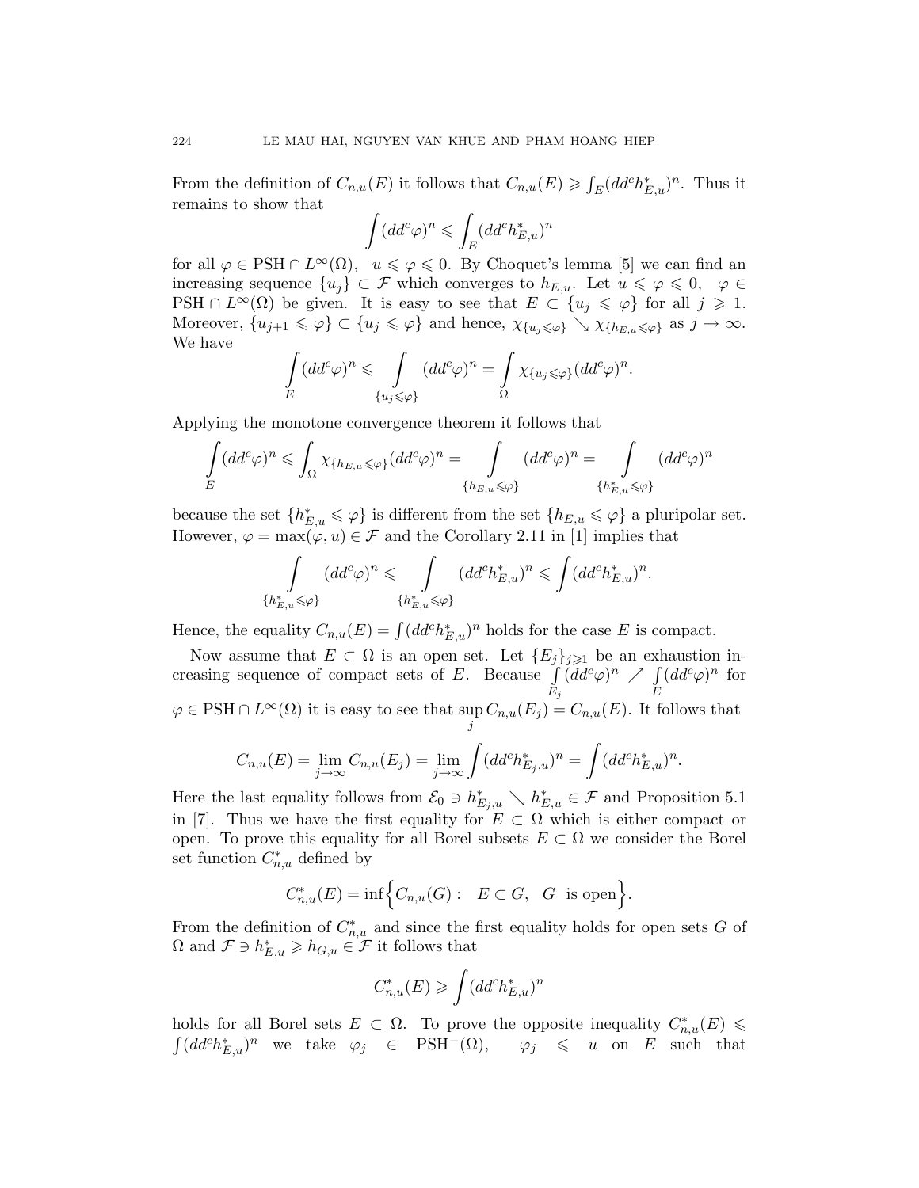From the definition of $C_{n,u}(E)$ it follows that $C_{n,u}(E) \geqslant \int_E (dd^c h^*_{E,u})^n$. Thus it remains to show that

$$\int (dd^c\varphi)^n \leqslant \int_E (dd^c h^*_{E,u})^n$$

for all $\varphi \in \mathrm{PSH} \cap L^\infty(\Omega)$, $u \leqslant \varphi \leqslant 0$. By Choquet's lemma [5] we can find an increasing sequence $\{u_j\} \subset \mathcal{F}$ which converges to $h_{E,u}$. Let $u \leqslant \varphi \leqslant 0$, $\varphi \in \mathrm{PSH} \cap L^\infty(\Omega)$ be given. It is easy to see that $E \subset \{u_j \leqslant \varphi\}$ for all $j \geqslant 1$. Moreover, $\{u_{j+1} \leqslant \varphi\} \subset \{u_j \leqslant \varphi\}$ and hence, $\chi_{\{u_j \leqslant \varphi\}} \searrow \chi_{\{h_{E,u} \leqslant \varphi\}}$ as $j \to \infty$. We have

$$\int_E (dd^c\varphi)^n \leqslant \int_{\{u_j \leqslant \varphi\}} (dd^c\varphi)^n = \int_\Omega \chi_{\{u_j \leqslant \varphi\}} (dd^c\varphi)^n.$$

Applying the monotone convergence theorem it follows that

$$\int_E (dd^c\varphi)^n \leqslant \int_\Omega \chi_{\{h_{E,u} \leqslant \varphi\}} (dd^c\varphi)^n = \int_{\{h_{E,u} \leqslant \varphi\}} (dd^c\varphi)^n = \int_{\{h^*_{E,u} \leqslant \varphi\}} (dd^c\varphi)^n$$

because the set $\{h^*_{E,u} \leqslant \varphi\}$ is different from the set $\{h_{E,u} \leqslant \varphi\}$ a pluripolar set. However, $\varphi = \max(\varphi, u) \in \mathcal{F}$ and the Corollary 2.11 in [1] implies that

$$\int_{\{h^*_{E,u} \leqslant \varphi\}} (dd^c\varphi)^n \leqslant \int_{\{h^*_{E,u} \leqslant \varphi\}} (dd^c h^*_{E,u})^n \leqslant \int (dd^c h^*_{E,u})^n.$$

Hence, the equality $C_{n,u}(E) = \int (dd^c h^*_{E,u})^n$ holds for the case $E$ is compact.

Now assume that $E \subset \Omega$ is an open set. Let $\{E_j\}_{j \geqslant 1}$ be an exhaustion increasing sequence of compact sets of $E$. Because $\int_{E_j} (dd^c\varphi)^n \nearrow \int_E (dd^c\varphi)^n$ for $\varphi \in \mathrm{PSH} \cap L^\infty(\Omega)$ it is easy to see that $\sup_j C_{n,u}(E_j) = C_{n,u}(E)$. It follows that

$$C_{n,u}(E) = \lim_{j\to\infty} C_{n,u}(E_j) = \lim_{j\to\infty} \int (dd^c h^*_{E_j,u})^n = \int (dd^c h^*_{E,u})^n.$$

Here the last equality follows from $\mathcal{E}_0 \ni h^*_{E_j,u} \searrow h^*_{E,u} \in \mathcal{F}$ and Proposition 5.1 in [7]. Thus we have the first equality for $E \subset \Omega$ which is either compact or open. To prove this equality for all Borel subsets $E \subset \Omega$ we consider the Borel set function $C^*_{n,u}$ defined by

$$C^*_{n,u}(E) = \inf\Big\{C_{n,u}(G) : \quad E \subset G, \quad G \text{ is open}\Big\}.$$

From the definition of $C^*_{n,u}$ and since the first equality holds for open sets $G$ of $\Omega$ and $\mathcal{F} \ni h^*_{E,u} \geqslant h_{G,u} \in \mathcal{F}$ it follows that

$$C^*_{n,u}(E) \geqslant \int (dd^c h^*_{E,u})^n$$

holds for all Borel sets $E \subset \Omega$. To prove the opposite inequality $C^*_{n,u}(E) \leqslant \int (dd^c h^*_{E,u})^n$ we take $\varphi_j \in \mathrm{PSH}^-(\Omega)$, $\varphi_j \leqslant u$ on $E$ such that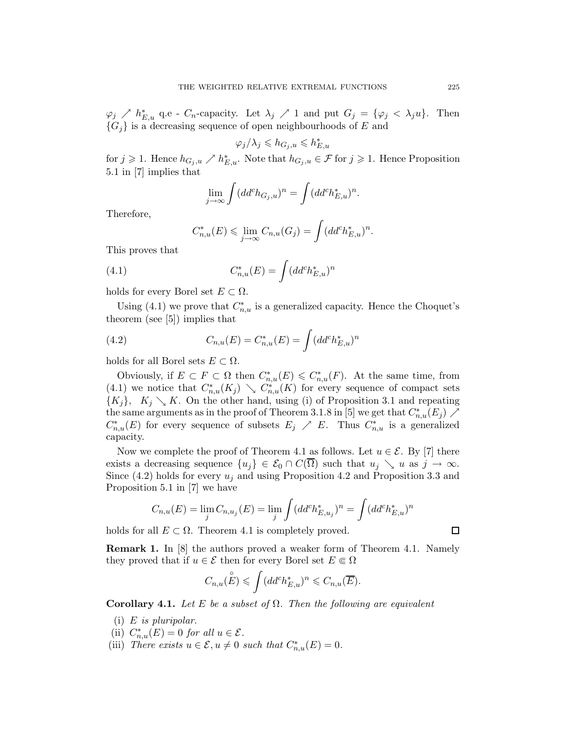$\varphi_j \nearrow h^*_{E,u}$ q.e - $C_n$-capacity. Let $\lambda_j \nearrow 1$ and put $G_j = \{\varphi_j < \lambda_j u\}$. Then $\{G_j\}$ is a decreasing sequence of open neighbourhoods of $E$ and

$$\varphi_j/\lambda_j \leqslant h_{G_j,u} \leqslant h^*_{E,u}$$

for $j \geqslant 1$. Hence $h_{G_j,u} \nearrow h^*_{E,u}$. Note that $h_{G_j,u} \in \mathcal{F}$ for $j \geqslant 1$. Hence Proposition 5.1 in [7] implies that

$$\lim_{j\to\infty} \int (dd^c h_{G_j,u})^n = \int (dd^c h^*_{E,u})^n.$$

Therefore,

$$C^*_{n,u}(E) \leqslant \lim_{j\to\infty} C_{n,u}(G_j) = \int (dd^c h^*_{E,u})^n.$$

This proves that

$$C^*_{n,u}(E) = \int (dd^c h^*_{E,u})^n \tag{4.1}$$

holds for every Borel set $E \subset \Omega$.

Using (4.1) we prove that $C^*_{n,u}$ is a generalized capacity. Hence the Choquet's theorem (see [5]) implies that

$$C_{n,u}(E) = C^*_{n,u}(E) = \int (dd^c h^*_{E,u})^n \tag{4.2}$$

holds for all Borel sets $E \subset \Omega$.

Obviously, if $E \subset F \subset \Omega$ then $C^*_{n,u}(E) \leqslant C^*_{n,u}(F)$. At the same time, from (4.1) we notice that $C^*_{n,u}(K_j) \searrow C^*_{n,u}(K)$ for every sequence of compact sets $\{K_j\}$, $K_j \searrow K$. On the other hand, using (i) of Proposition 3.1 and repeating the same arguments as in the proof of Theorem 3.1.8 in [5] we get that $C^*_{n,u}(E_j) \nearrow C^*_{n,u}(E)$ for every sequence of subsets $E_j \nearrow E$. Thus $C^*_{n,u}$ is a generalized capacity.

Now we complete the proof of Theorem 4.1 as follows. Let $u \in \mathcal{E}$. By [7] there exists a decreasing sequence $\{u_j\} \in \mathcal{E}_0 \cap C(\overline{\Omega})$ such that $u_j \searrow u$ as $j \to \infty$. Since (4.2) holds for every $u_j$ and using Proposition 4.2 and Proposition 3.3 and Proposition 5.1 in [7] we have

$$C_{n,u}(E) = \lim_j C_{n,u_j}(E) = \lim_j \int (dd^c h^*_{E,u_j})^n = \int (dd^c h^*_{E,u})^n$$

holds for all $E \subset \Omega$. Theorem 4.1 is completely proved. $\square$

**Remark 1.** In [8] the authors proved a weaker form of Theorem 4.1. Namely they proved that if $u \in \mathcal{E}$ then for every Borel set $E \Subset \Omega$

$$C_{n,u}(\overset{\circ}{E}) \leqslant \int (dd^c h^*_{E,u})^n \leqslant C_{n,u}(\overline{E}).$$

**Corollary 4.1.** *Let $E$ be a subset of $\Omega$. Then the following are equivalent*

(i) *$E$ is pluripolar.*

(ii) *$C^*_{n,u}(E) = 0$ for all $u \in \mathcal{E}$.*

(iii) *There exists $u \in \mathcal{E}, u \neq 0$ such that $C^*_{n,u}(E) = 0$.*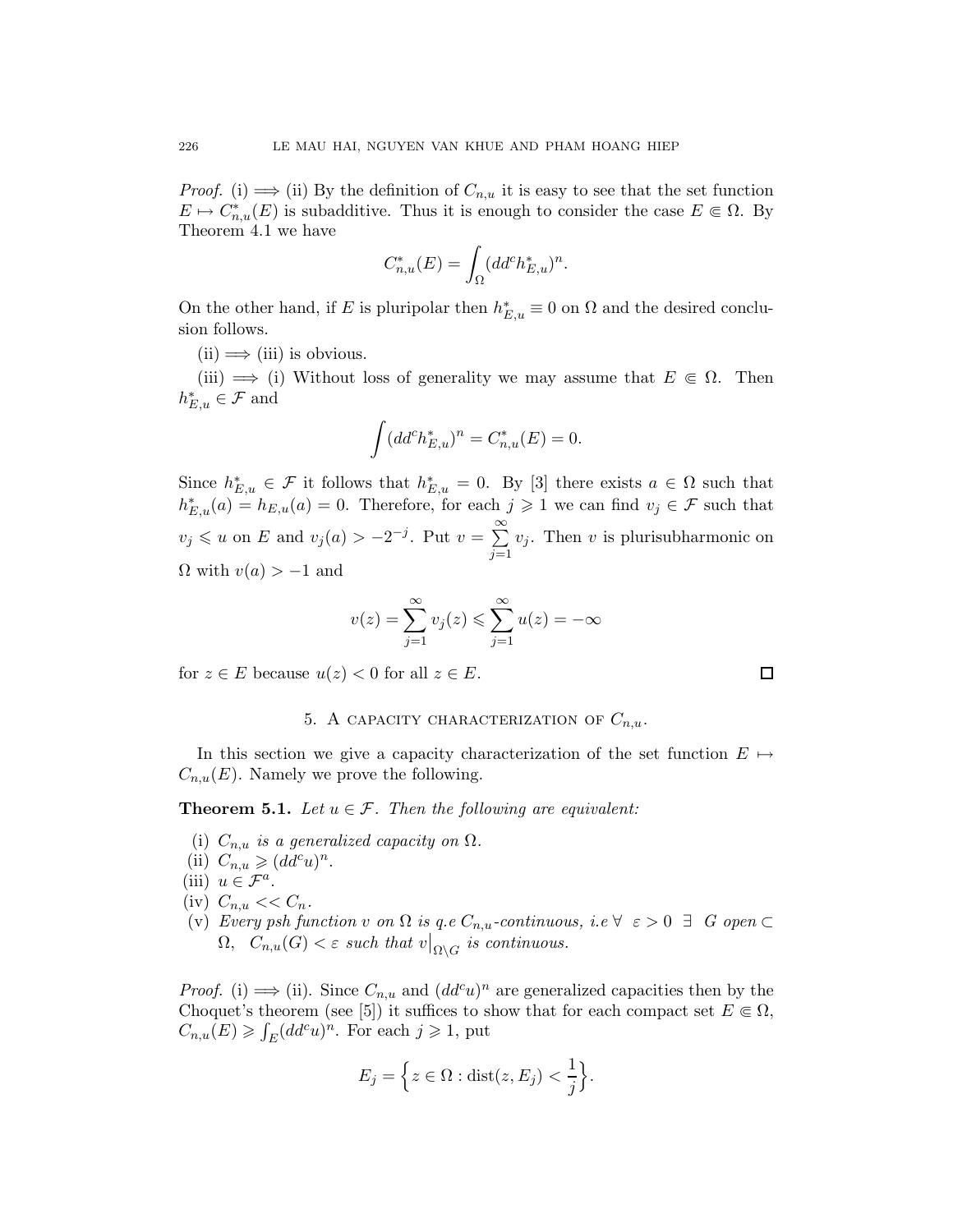*Proof.* (i) $\Longrightarrow$ (ii) By the definition of $C_{n,u}$ it is easy to see that the set function $E \mapsto C^*_{n,u}(E)$ is subadditive. Thus it is enough to consider the case $E \Subset \Omega$. By Theorem 4.1 we have

$$C^*_{n,u}(E) = \int_\Omega (dd^c h^*_{E,u})^n.$$

On the other hand, if $E$ is pluripolar then $h^*_{E,u} \equiv 0$ on $\Omega$ and the desired conclusion follows.

(ii) $\Longrightarrow$ (iii) is obvious.

(iii) $\Longrightarrow$ (i) Without loss of generality we may assume that $E \Subset \Omega$. Then $h^*_{E,u} \in \mathcal{F}$ and

$$\int (dd^c h^*_{E,u})^n = C^*_{n,u}(E) = 0.$$

Since $h^*_{E,u} \in \mathcal{F}$ it follows that $h^*_{E,u} = 0$. By [3] there exists $a \in \Omega$ such that $h^*_{E,u}(a) = h_{E,u}(a) = 0$. Therefore, for each $j \geqslant 1$ we can find $v_j \in \mathcal{F}$ such that $v_j \leqslant u$ on $E$ and $v_j(a) > -2^{-j}$. Put $v = \sum\limits_{j=1}^{\infty} v_j$. Then $v$ is plurisubharmonic on $\Omega$ with $v(a) > -1$ and

$$v(z) = \sum_{j=1}^{\infty} v_j(z) \leqslant \sum_{j=1}^{\infty} u(z) = -\infty$$

for $z \in E$ because $u(z) < 0$ for all $z \in E$. $\square$

## 5. A capacity characterization of $C_{n,u}$.

In this section we give a capacity characterization of the set function $E \mapsto C_{n,u}(E)$. Namely we prove the following.

**Theorem 5.1.** *Let $u \in \mathcal{F}$. Then the following are equivalent:*

(i) *$C_{n,u}$ is a generalized capacity on $\Omega$.*
(ii) *$C_{n,u} \geqslant (dd^c u)^n$.*
(iii) *$u \in \mathcal{F}^a$.*
(iv) *$C_{n,u} << C_n$.*
(v) *Every psh function $v$ on $\Omega$ is q.e $C_{n,u}$-continuous, i.e $\forall\ \varepsilon > 0\ \exists\ G$ open $\subset \Omega$, $C_{n,u}(G) < \varepsilon$ such that $v\big|_{\Omega \setminus G}$ is continuous.*

*Proof.* (i) $\Longrightarrow$ (ii). Since $C_{n,u}$ and $(dd^c u)^n$ are generalized capacities then by the Choquet's theorem (see [5]) it suffices to show that for each compact set $E \Subset \Omega$, $C_{n,u}(E) \geqslant \int_E (dd^c u)^n$. For each $j \geqslant 1$, put

$$E_j = \Big\{ z \in \Omega : \mathrm{dist}(z, E_j) < \frac{1}{j} \Big\}.$$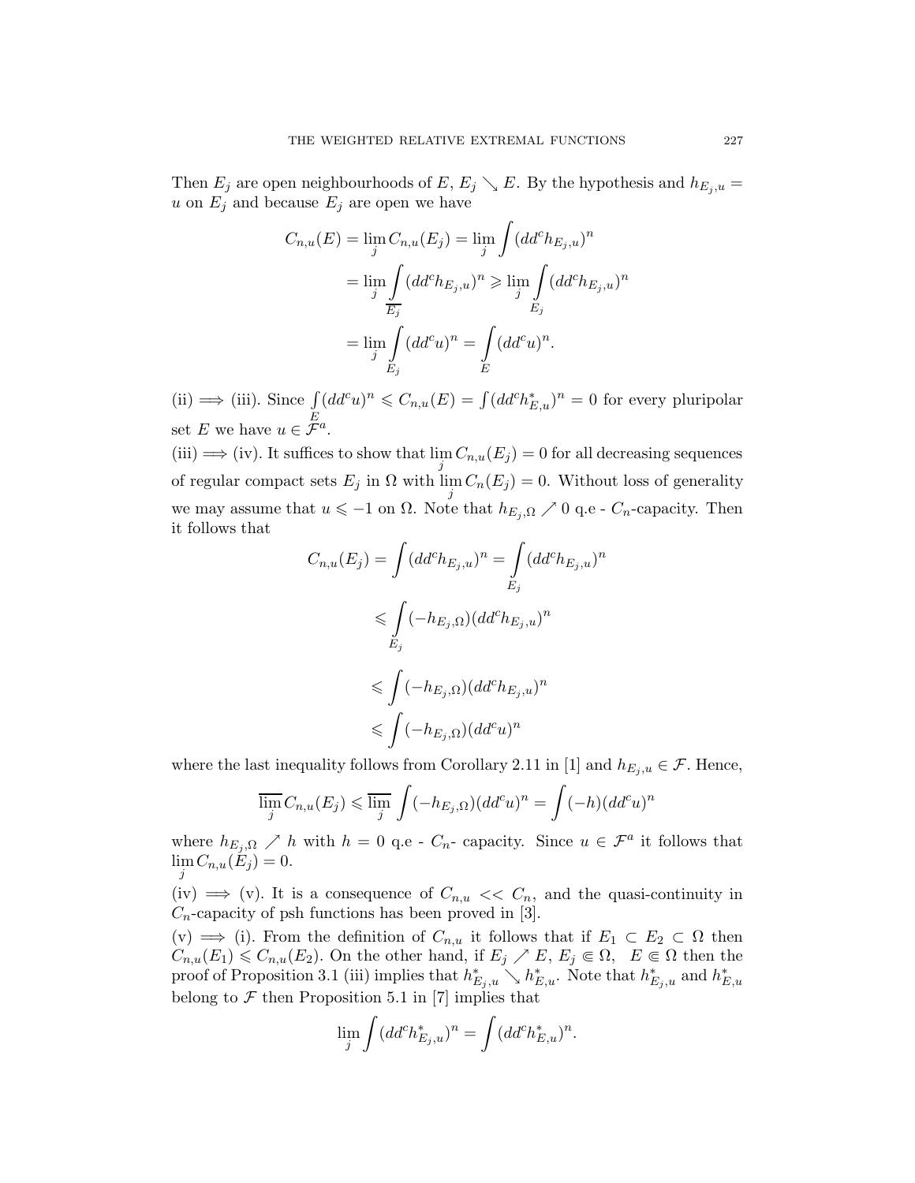Then $E_j$ are open neighbourhoods of $E$, $E_j \searrow E$. By the hypothesis and $h_{E_j,u} = u$ on $E_j$ and because $E_j$ are open we have

$$
\begin{aligned}
C_{n,u}(E) &= \lim_j C_{n,u}(E_j) = \lim_j \int (dd^c h_{E_j,u})^n \\
&= \lim_j \int\limits_{\overline{E_j}} (dd^c h_{E_j,u})^n \geqslant \lim_j \int\limits_{E_j} (dd^c h_{E_j,u})^n \\
&= \lim_j \int\limits_{E_j} (dd^c u)^n = \int\limits_{E} (dd^c u)^n.
\end{aligned}
$$

(ii) $\Longrightarrow$ (iii). Since $\int\limits_E (dd^c u)^n \leqslant C_{n,u}(E) = \int (dd^c h^*_{E,u})^n = 0$ for every pluripolar set $E$ we have $u \in \mathcal{F}^a$.

(iii) $\Longrightarrow$ (iv). It suffices to show that $\lim\limits_j C_{n,u}(E_j) = 0$ for all decreasing sequences of regular compact sets $E_j$ in $\Omega$ with $\lim\limits_j C_n(E_j) = 0$. Without loss of generality we may assume that $u \leqslant -1$ on $\Omega$. Note that $h_{E_j,\Omega} \nearrow 0$ q.e - $C_n$-capacity. Then it follows that

$$
\begin{aligned}
C_{n,u}(E_j) &= \int (dd^c h_{E_j,u})^n = \int\limits_{E_j} (dd^c h_{E_j,u})^n \\
&\leqslant \int\limits_{E_j} (-h_{E_j,\Omega})(dd^c h_{E_j,u})^n \\
&\leqslant \int (-h_{E_j,\Omega})(dd^c h_{E_j,u})^n \\
&\leqslant \int (-h_{E_j,\Omega})(dd^c u)^n
\end{aligned}
$$

where the last inequality follows from Corollary 2.11 in [1] and $h_{E_j,u} \in \mathcal{F}$. Hence,

$$
\overline{\lim_j} C_{n,u}(E_j) \leqslant \overline{\lim_j} \int (-h_{E_j,\Omega})(dd^c u)^n = \int (-h)(dd^c u)^n
$$

where $h_{E_j,\Omega} \nearrow h$ with $h = 0$ q.e - $C_n$- capacity. Since $u \in \mathcal{F}^a$ it follows that $\lim\limits_j C_{n,u}(E_j) = 0$.

(iv) $\Longrightarrow$ (v). It is a consequence of $C_{n,u} << C_n$, and the quasi-continuity in $C_n$-capacity of psh functions has been proved in [3].

(v) $\Longrightarrow$ (i). From the definition of $C_{n,u}$ it follows that if $E_1 \subset E_2 \subset \Omega$ then $C_{n,u}(E_1) \leqslant C_{n,u}(E_2)$. On the other hand, if $E_j \nearrow E$, $E_j \Subset \Omega$, $E \Subset \Omega$ then the proof of Proposition 3.1 (iii) implies that $h^*_{E_j,u} \searrow h^*_{E,u}$. Note that $h^*_{E_j,u}$ and $h^*_{E,u}$ belong to $\mathcal{F}$ then Proposition 5.1 in [7] implies that

$$
\lim_j \int (dd^c h^*_{E_j,u})^n = \int (dd^c h^*_{E,u})^n.
$$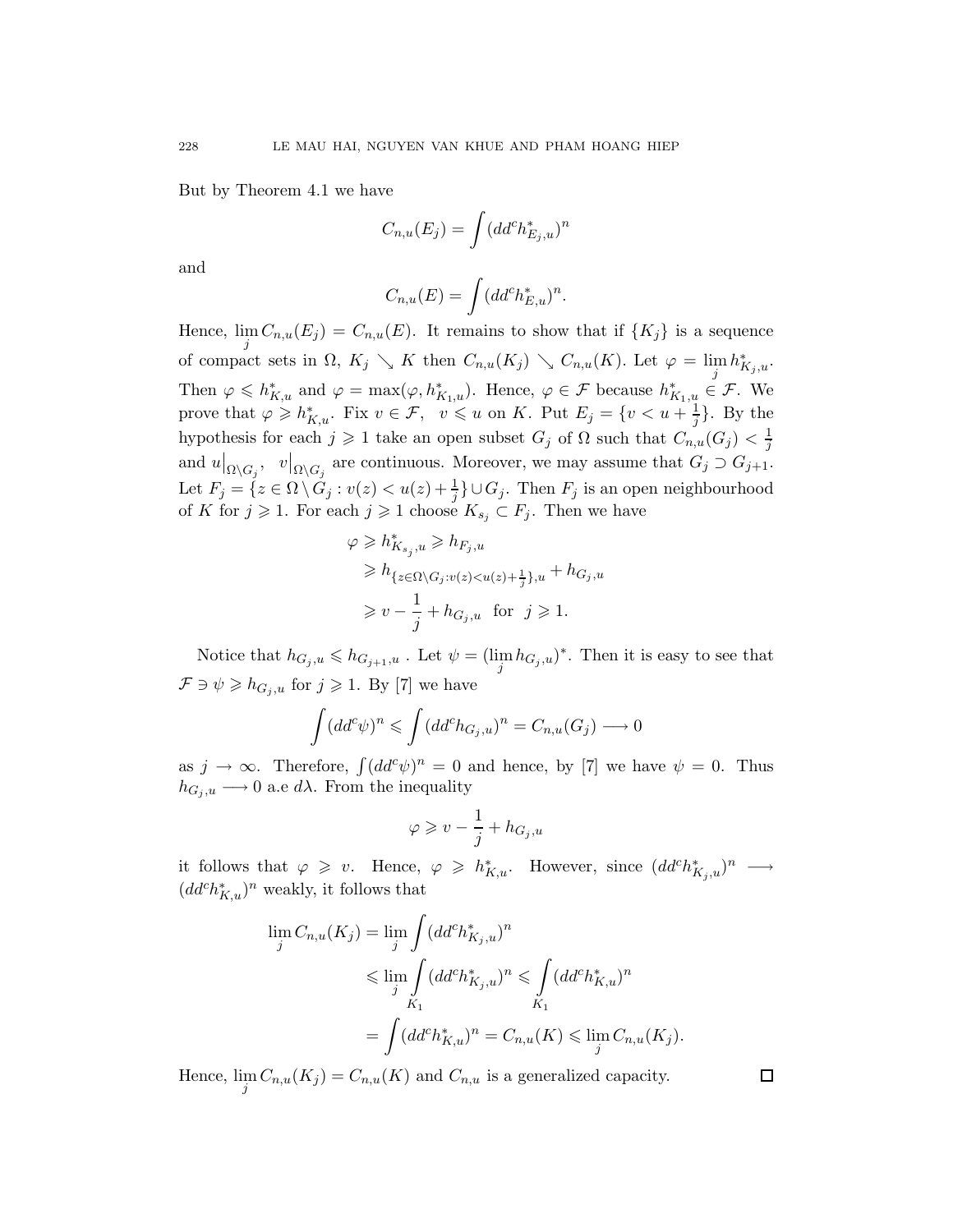But by Theorem 4.1 we have

$$C_{n,u}(E_j) = \int (dd^c h^*_{E_j,u})^n$$

and

$$C_{n,u}(E) = \int (dd^c h^*_{E,u})^n.$$

Hence, $\lim\limits_j C_{n,u}(E_j) = C_{n,u}(E)$. It remains to show that if $\{K_j\}$ is a sequence of compact sets in $\Omega$, $K_j \searrow K$ then $C_{n,u}(K_j) \searrow C_{n,u}(K)$. Let $\varphi = \lim\limits_j h^*_{K_j,u}$. Then $\varphi \leqslant h^*_{K,u}$ and $\varphi = \max(\varphi, h^*_{K_1,u})$. Hence, $\varphi \in \mathcal{F}$ because $h^*_{K_1,u} \in \mathcal{F}$. We prove that $\varphi \geqslant h^*_{K,u}$. Fix $v \in \mathcal{F}$, $v \leqslant u$ on $K$. Put $E_j = \{v < u + \frac{1}{j}\}$. By the hypothesis for each $j \geqslant 1$ take an open subset $G_j$ of $\Omega$ such that $C_{n,u}(G_j) < \frac{1}{j}$ and $u\big|_{\Omega \setminus G_j}$, $v\big|_{\Omega\setminus G_j}$ are continuous. Moreover, we may assume that $G_j \supset G_{j+1}$. Let $F_j = \{z \in \Omega \setminus G_j : v(z) < u(z) + \frac{1}{j}\} \cup G_j$. Then $F_j$ is an open neighbourhood of $K$ for $j \geqslant 1$. For each $j \geqslant 1$ choose $K_{s_j} \subset F_j$. Then we have

$$\begin{aligned}
\varphi &\geqslant h^*_{K_{s_j},u} \geqslant h_{F_j,u} \\
&\geqslant h_{\{z\in\Omega\setminus G_j : v(z)<u(z)+\frac{1}{j}\},u} + h_{G_j,u} \\
&\geqslant v - \frac{1}{j} + h_{G_j,u} \quad \text{for} \quad j \geqslant 1.
\end{aligned}$$

Notice that $h_{G_j,u} \leqslant h_{G_{j+1},u}$. Let $\psi = (\lim\limits_j h_{G_j,u})^*$. Then it is easy to see that $\mathcal{F} \ni \psi \geqslant h_{G_j,u}$ for $j \geqslant 1$. By [7] we have

$$\int (dd^c \psi)^n \leqslant \int (dd^c h_{G_j,u})^n = C_{n,u}(G_j) \longrightarrow 0$$

as $j \to \infty$. Therefore, $\int (dd^c\psi)^n = 0$ and hence, by [7] we have $\psi = 0$. Thus $h_{G_j,u} \longrightarrow 0$ a.e $d\lambda$. From the inequality

$$\varphi \geqslant v - \frac{1}{j} + h_{G_j,u}$$

it follows that $\varphi \geqslant v$. Hence, $\varphi \geqslant h^*_{K,u}$. However, since $(dd^c h^*_{K_j,u})^n \longrightarrow (dd^c h^*_{K,u})^n$ weakly, it follows that

$$\begin{aligned}
\lim_j C_{n,u}(K_j) &= \lim_j \int (dd^c h^*_{K_j,u})^n \\
&\leqslant \lim_j \int_{K_1} (dd^c h^*_{K_j,u})^n \leqslant \int_{K_1} (dd^c h^*_{K,u})^n \\
&= \int (dd^c h^*_{K,u})^n = C_{n,u}(K) \leqslant \lim_j C_{n,u}(K_j).
\end{aligned}$$

Hence, $\lim\limits_j C_{n,u}(K_j) = C_{n,u}(K)$ and $C_{n,u}$ is a generalized capacity. $\square$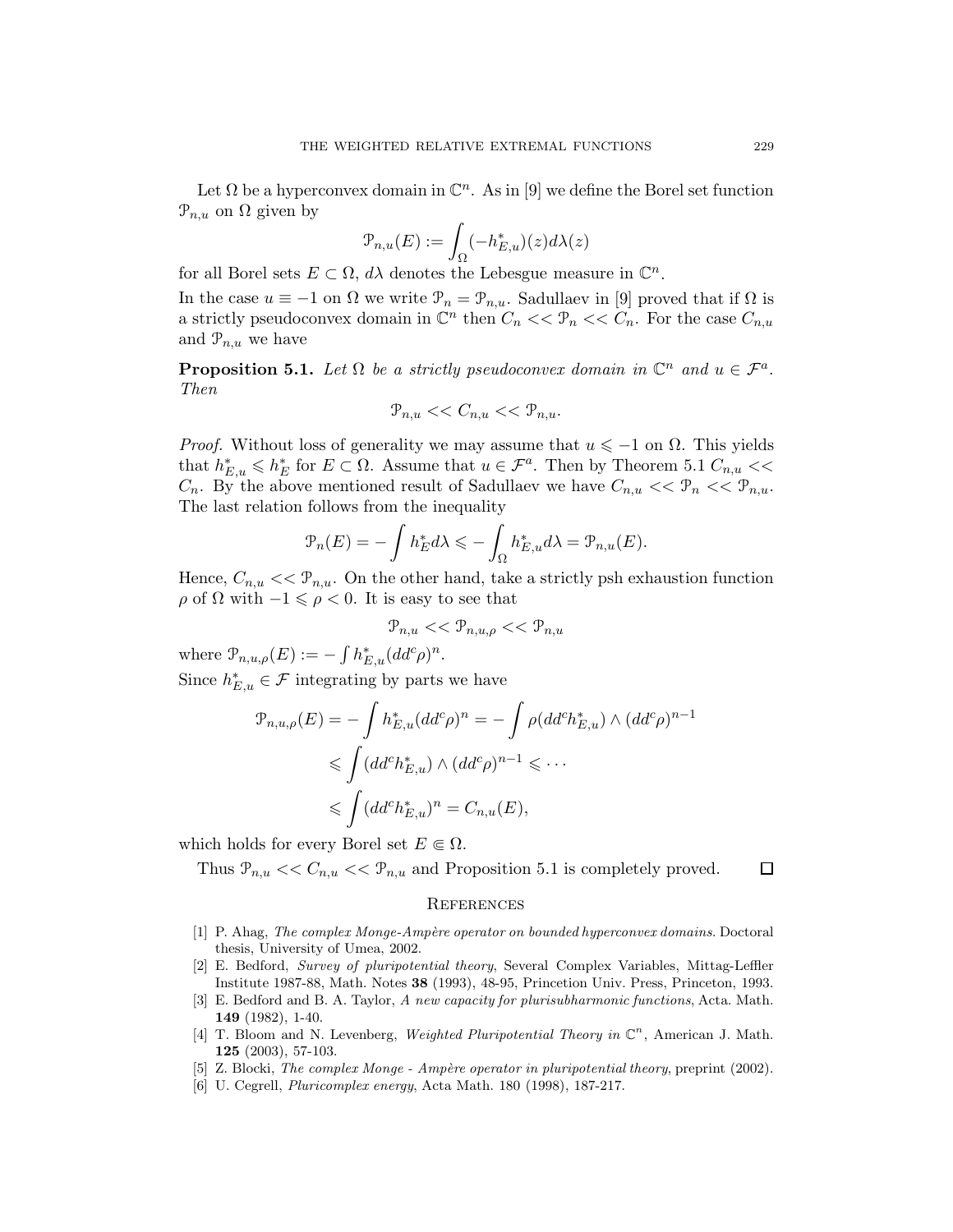Let $\Omega$ be a hyperconvex domain in $\mathbb{C}^n$. As in [9] we define the Borel set function $\mathcal{P}_{n,u}$ on $\Omega$ given by

$$\mathcal{P}_{n,u}(E) := \int_{\Omega} (-h^*_{E,u})(z) d\lambda(z)$$

for all Borel sets $E \subset \Omega$, $d\lambda$ denotes the Lebesgue measure in $\mathbb{C}^n$.

In the case $u \equiv -1$ on $\Omega$ we write $\mathcal{P}_n = \mathcal{P}_{n,u}$. Sadullaev in [9] proved that if $\Omega$ is a strictly pseudoconvex domain in $\mathbb{C}^n$ then $C_n << \mathcal{P}_n << C_n$. For the case $C_{n,u}$ and $\mathcal{P}_{n,u}$ we have

**Proposition 5.1.** *Let $\Omega$ be a strictly pseudoconvex domain in $\mathbb{C}^n$ and $u \in \mathcal{F}^a$. Then*

$$\mathcal{P}_{n,u} << C_{n,u} << \mathcal{P}_{n,u}.$$

*Proof.* Without loss of generality we may assume that $u \leqslant -1$ on $\Omega$. This yields that $h^*_{E,u} \leqslant h^*_E$ for $E \subset \Omega$. Assume that $u \in \mathcal{F}^a$. Then by Theorem 5.1 $C_{n,u} << C_n$. By the above mentioned result of Sadullaev we have $C_{n,u} << \mathcal{P}_n << \mathcal{P}_{n,u}$. The last relation follows from the inequality

$$\mathcal{P}_n(E) = -\int h^*_E d\lambda \leqslant -\int_{\Omega} h^*_{E,u} d\lambda = \mathcal{P}_{n,u}(E).$$

Hence, $C_{n,u} << \mathcal{P}_{n,u}$. On the other hand, take a strictly psh exhaustion function $\rho$ of $\Omega$ with $-1 \leqslant \rho < 0$. It is easy to see that

$$\mathcal{P}_{n,u} << \mathcal{P}_{n,u,\rho} << \mathcal{P}_{n,u}$$

where $\mathcal{P}_{n,u,\rho}(E) := -\int h^*_{E,u}(dd^c\rho)^n$.

Since $h^*_{E,u} \in \mathcal{F}$ integrating by parts we have

$$\begin{aligned}
\mathcal{P}_{n,u,\rho}(E) &= -\int h^*_{E,u}(dd^c\rho)^n = -\int \rho(dd^c h^*_{E,u}) \wedge (dd^c\rho)^{n-1} \\
&\leqslant \int (dd^c h^*_{E,u}) \wedge (dd^c\rho)^{n-1} \leqslant \cdots \\
&\leqslant \int (dd^c h^*_{E,u})^n = C_{n,u}(E),
\end{aligned}$$

which holds for every Borel set $E \Subset \Omega$.

Thus $\mathcal{P}_{n,u} << C_{n,u} << \mathcal{P}_{n,u}$ and Proposition 5.1 is completely proved. $\square$

## References

[1] P. Ahag, *The complex Monge-Ampère operator on bounded hyperconvex domains*. Doctoral thesis, University of Umea, 2002.

[2] E. Bedford, *Survey of pluripotential theory*, Several Complex Variables, Mittag-Leffler Institute 1987-88, Math. Notes **38** (1993), 48-95, Princetion Univ. Press, Princeton, 1993.

[3] E. Bedford and B. A. Taylor, *A new capacity for plurisubharmonic functions*, Acta. Math. **149** (1982), 1-40.

[4] T. Bloom and N. Levenberg, *Weighted Pluripotential Theory in $\mathbb{C}^n$*, American J. Math. **125** (2003), 57-103.

[5] Z. Blocki, *The complex Monge - Ampère operator in pluripotential theory*, preprint (2002).

[6] U. Cegrell, *Pluricomplex energy*, Acta Math. 180 (1998), 187-217.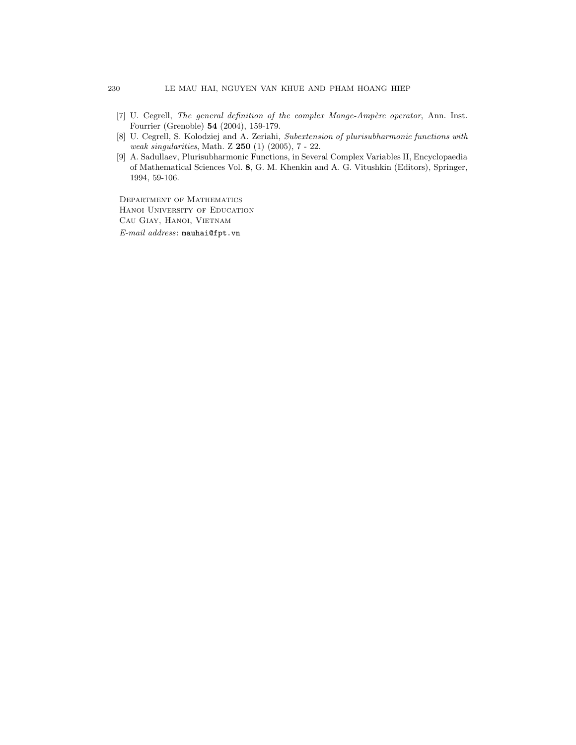[7] U. Cegrell, *The general definition of the complex Monge-Ampère operator*, Ann. Inst. Fourrier (Grenoble) **54** (2004), 159-179.

[8] U. Cegrell, S. Kolodziej and A. Zeriahi, *Subextension of plurisubharmonic functions with weak singularities*, Math. Z **250** (1) (2005), 7 - 22.

[9] A. Sadullaev, Plurisubharmonic Functions, in Several Complex Variables II, Encyclopaedia of Mathematical Sciences Vol. **8**, G. M. Khenkin and A. G. Vitushkin (Editors), Springer, 1994, 59-106.

Department of Mathematics
Hanoi University of Education
Cau Giay, Hanoi, Vietnam
*E-mail address*: mauhai@fpt.vn